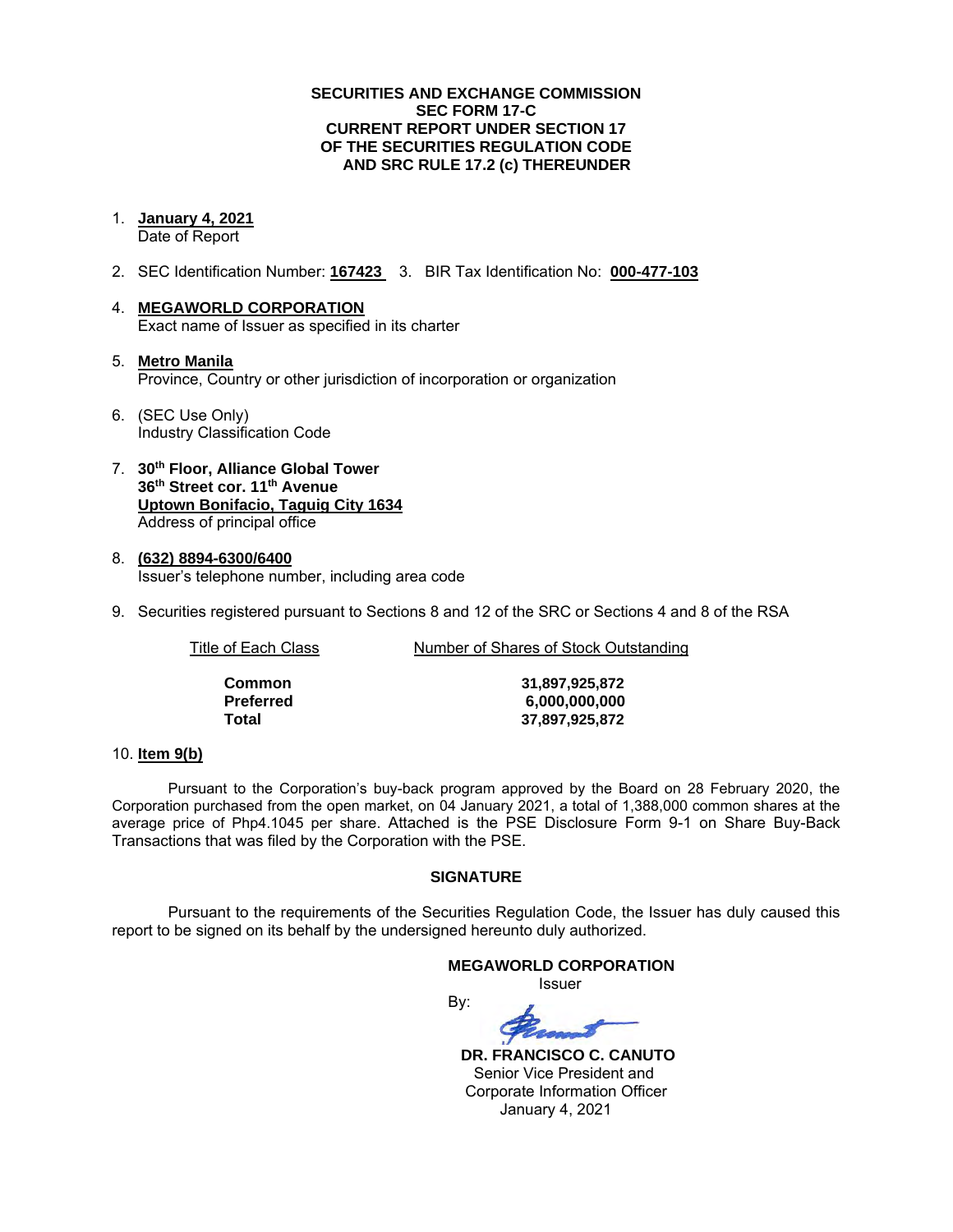**SECURITIES AND EXCHANGE COMMISSION**
**SEC FORM 17-C**
**CURRENT REPORT UNDER SECTION 17**
**OF THE SECURITIES REGULATION CODE**
**AND SRC RULE 17.2 (c) THEREUNDER**

1. **January 4, 2021**
   Date of Report

2. SEC Identification Number: **167423** 3. BIR Tax Identification No: **000-477-103**

4. **MEGAWORLD CORPORATION**
   Exact name of Issuer as specified in its charter

5. **Metro Manila**
   Province, Country or other jurisdiction of incorporation or organization

6. (SEC Use Only)
   Industry Classification Code

7. **30th Floor, Alliance Global Tower**
   **36th Street cor. 11th Avenue**
   **Uptown Bonifacio, Taguig City 1634**
   Address of principal office

8. **(632) 8894-6300/6400**
   Issuer's telephone number, including area code

9. Securities registered pursuant to Sections 8 and 12 of the SRC or Sections 4 and 8 of the RSA

| Title of Each Class | Number of Shares of Stock Outstanding |
|---|---|
| **Common** | **31,897,925,872** |
| **Preferred** | **6,000,000,000** |
| **Total** | **37,897,925,872** |

10. **Item 9(b)**

Pursuant to the Corporation's buy-back program approved by the Board on 28 February 2020, the Corporation purchased from the open market, on 04 January 2021, a total of 1,388,000 common shares at the average price of Php4.1045 per share. Attached is the PSE Disclosure Form 9-1 on Share Buy-Back Transactions that was filed by the Corporation with the PSE.

**SIGNATURE**

Pursuant to the requirements of the Securities Regulation Code, the Issuer has duly caused this report to be signed on its behalf by the undersigned hereunto duly authorized.

**MEGAWORLD CORPORATION**
Issuer

By:

**DR. FRANCISCO C. CANUTO**
Senior Vice President and
Corporate Information Officer
January 4, 2021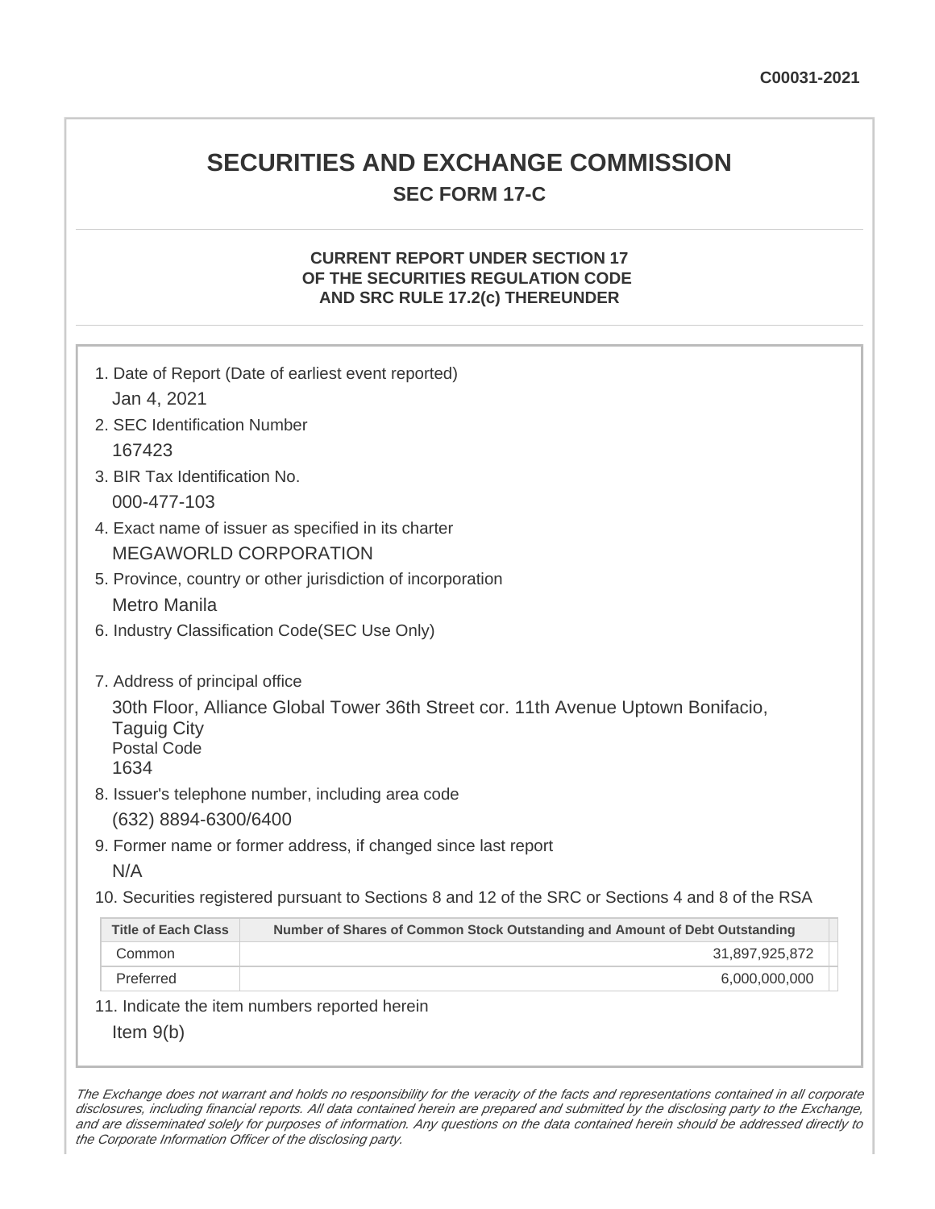C00031-2021

# SECURITIES AND EXCHANGE COMMISSION

## SEC FORM 17-C

### CURRENT REPORT UNDER SECTION 17 OF THE SECURITIES REGULATION CODE AND SRC RULE 17.2(c) THEREUNDER

1. Date of Report (Date of earliest event reported)

   Jan 4, 2021

2. SEC Identification Number

   167423

3. BIR Tax Identification No.

   000-477-103

4. Exact name of issuer as specified in its charter

   MEGAWORLD CORPORATION

5. Province, country or other jurisdiction of incorporation

   Metro Manila

6. Industry Classification Code(SEC Use Only)

7. Address of principal office

   30th Floor, Alliance Global Tower 36th Street cor. 11th Avenue Uptown Bonifacio, Taguig City
   Postal Code
   1634

8. Issuer's telephone number, including area code

   (632) 8894-6300/6400

9. Former name or former address, if changed since last report

   N/A

10. Securities registered pursuant to Sections 8 and 12 of the SRC or Sections 4 and 8 of the RSA

| Title of Each Class | Number of Shares of Common Stock Outstanding and Amount of Debt Outstanding |
|---|---|
| Common | 31,897,925,872 |
| Preferred | 6,000,000,000 |

11. Indicate the item numbers reported herein

   Item 9(b)

*The Exchange does not warrant and holds no responsibility for the veracity of the facts and representations contained in all corporate disclosures, including financial reports. All data contained herein are prepared and submitted by the disclosing party to the Exchange, and are disseminated solely for purposes of information. Any questions on the data contained herein should be addressed directly to the Corporate Information Officer of the disclosing party.*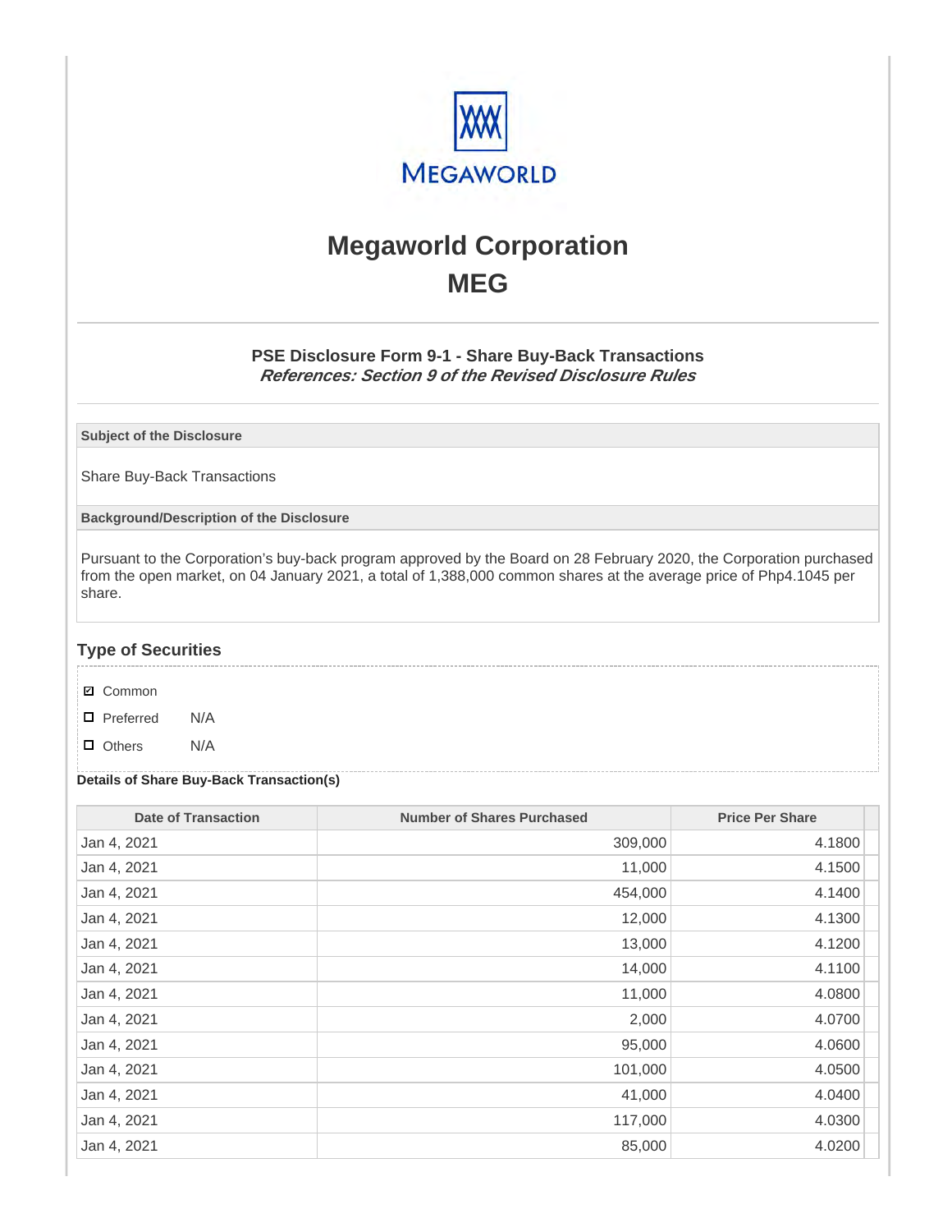# Megaworld Corporation
# MEG

### PSE Disclosure Form 9-1 - Share Buy-Back Transactions
***References: Section 9 of the Revised Disclosure Rules***

**Subject of the Disclosure**

Share Buy-Back Transactions

**Background/Description of the Disclosure**

Pursuant to the Corporation's buy-back program approved by the Board on 28 February 2020, the Corporation purchased from the open market, on 04 January 2021, a total of 1,388,000 common shares at the average price of Php4.1045 per share.

## Type of Securities

- ☑ Common
- ☐ Preferred N/A
- ☐ Others N/A

**Details of Share Buy-Back Transaction(s)**

| Date of Transaction | Number of Shares Purchased | Price Per Share |
|---|---|---|
| Jan 4, 2021 | 309,000 | 4.1800 |
| Jan 4, 2021 | 11,000 | 4.1500 |
| Jan 4, 2021 | 454,000 | 4.1400 |
| Jan 4, 2021 | 12,000 | 4.1300 |
| Jan 4, 2021 | 13,000 | 4.1200 |
| Jan 4, 2021 | 14,000 | 4.1100 |
| Jan 4, 2021 | 11,000 | 4.0800 |
| Jan 4, 2021 | 2,000 | 4.0700 |
| Jan 4, 2021 | 95,000 | 4.0600 |
| Jan 4, 2021 | 101,000 | 4.0500 |
| Jan 4, 2021 | 41,000 | 4.0400 |
| Jan 4, 2021 | 117,000 | 4.0300 |
| Jan 4, 2021 | 85,000 | 4.0200 |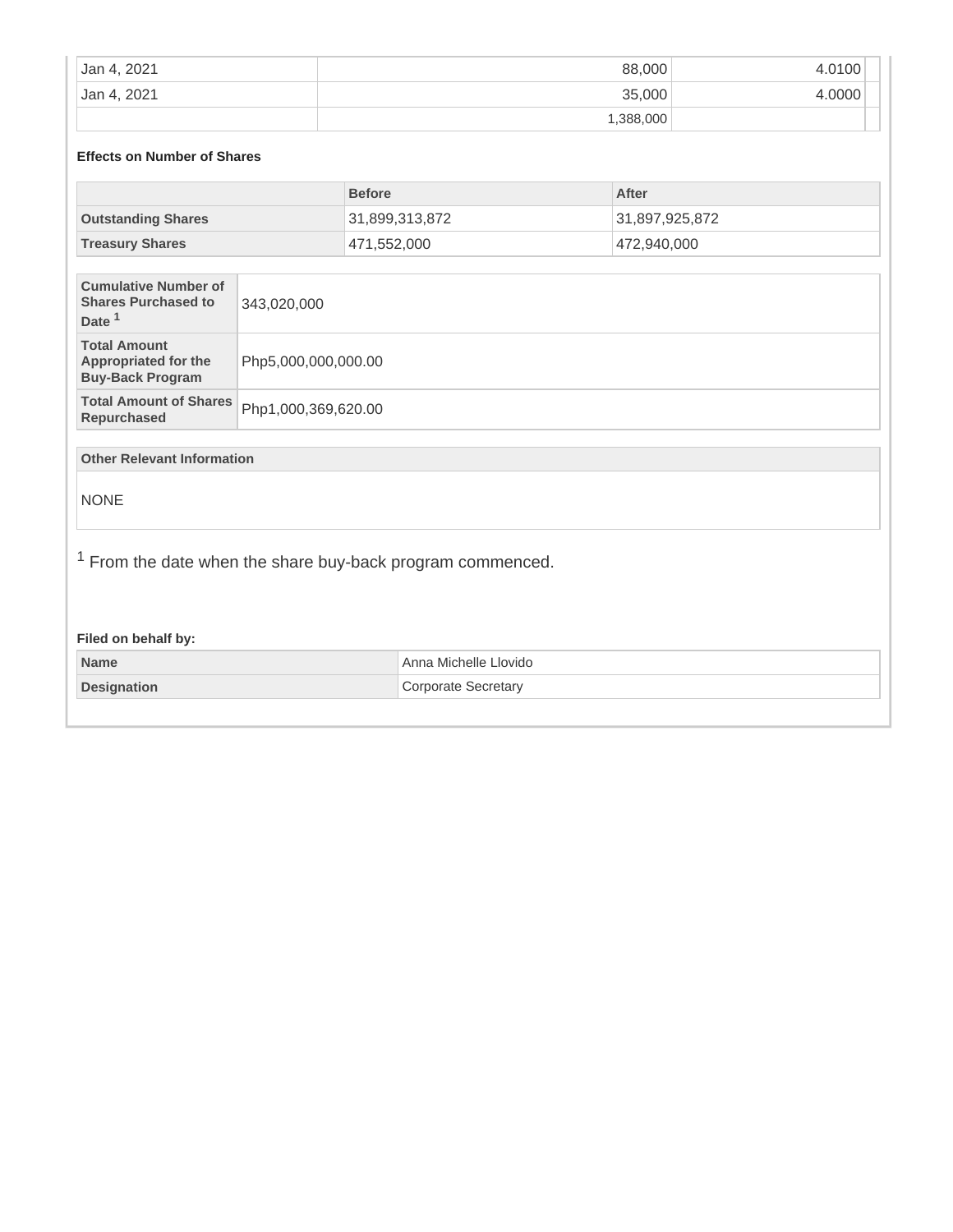| | | | |
|---|---|---|---|
| Jan 4, 2021 | 88,000 | 4.0100 | |
| Jan 4, 2021 | 35,000 | 4.0000 | |
| | 1,388,000 | | |

**Effects on Number of Shares**

| | Before | After |
|---|---|---|
| **Outstanding Shares** | 31,899,313,872 | 31,897,925,872 |
| **Treasury Shares** | 471,552,000 | 472,940,000 |

| | |
|---|---|
| **Cumulative Number of Shares Purchased to Date** [1] | 343,020,000 |
| **Total Amount Appropriated for the Buy-Back Program** | Php5,000,000,000.00 |
| **Total Amount of Shares Repurchased** | Php1,000,369,620.00 |

**Other Relevant Information**

NONE

[1] From the date when the share buy-back program commenced.

**Filed on behalf by:**

| | |
|---|---|
| **Name** | Anna Michelle Llovido |
| **Designation** | Corporate Secretary |